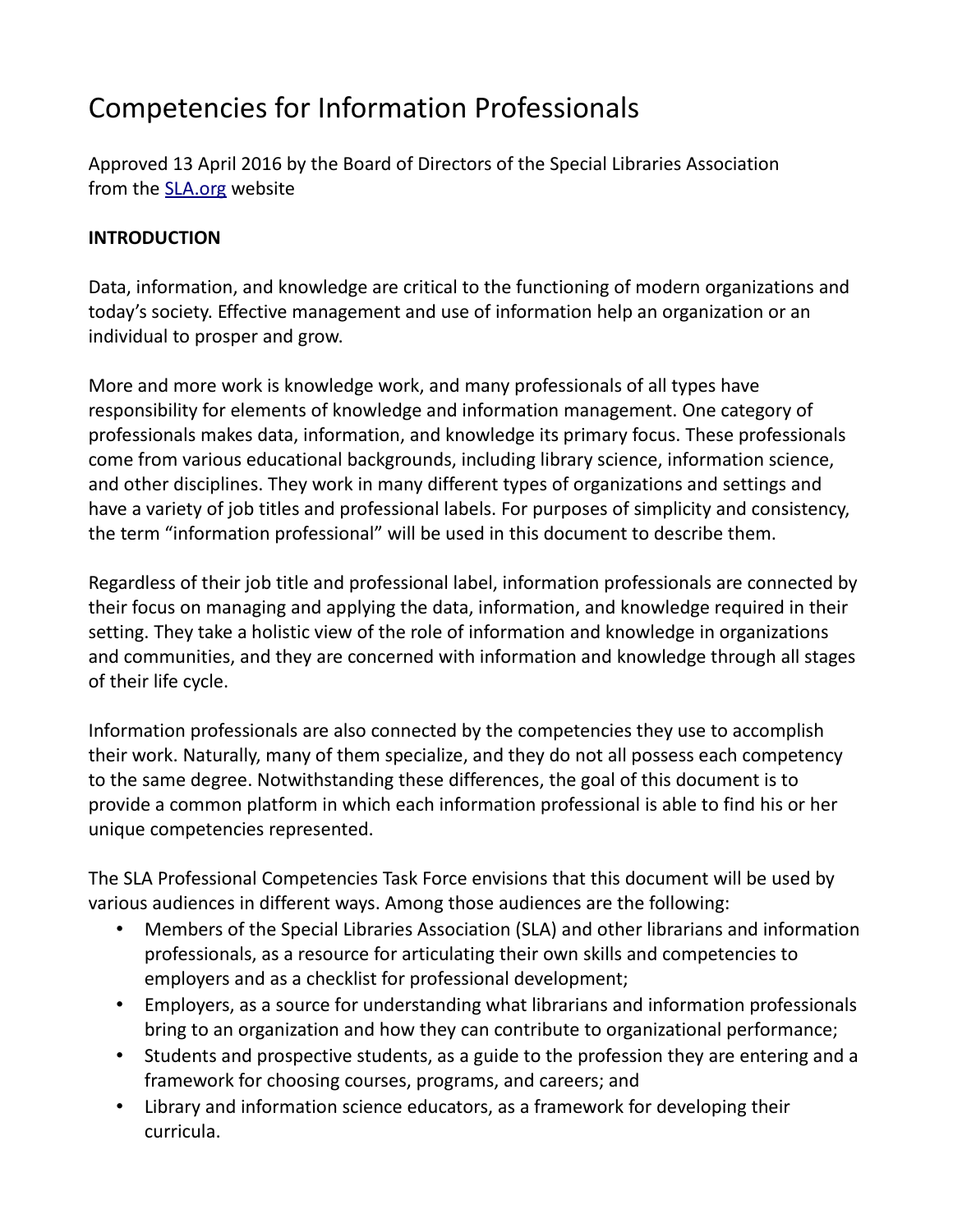# Competencies for Information Professionals

Approved 13 April 2016 by the Board of Directors of the Special Libraries Association from the [SLA.org](SLA.org) website

**INTRODUCTION**

Data, information, and knowledge are critical to the functioning of modern organizations and today's society. Effective management and use of information help an organization or an individual to prosper and grow.

More and more work is knowledge work, and many professionals of all types have responsibility for elements of knowledge and information management. One category of professionals makes data, information, and knowledge its primary focus. These professionals come from various educational backgrounds, including library science, information science, and other disciplines. They work in many different types of organizations and settings and have a variety of job titles and professional labels. For purposes of simplicity and consistency, the term "information professional" will be used in this document to describe them.

Regardless of their job title and professional label, information professionals are connected by their focus on managing and applying the data, information, and knowledge required in their setting. They take a holistic view of the role of information and knowledge in organizations and communities, and they are concerned with information and knowledge through all stages of their life cycle.

Information professionals are also connected by the competencies they use to accomplish their work. Naturally, many of them specialize, and they do not all possess each competency to the same degree. Notwithstanding these differences, the goal of this document is to provide a common platform in which each information professional is able to find his or her unique competencies represented.

The SLA Professional Competencies Task Force envisions that this document will be used by various audiences in different ways. Among those audiences are the following:

- Members of the Special Libraries Association (SLA) and other librarians and information professionals, as a resource for articulating their own skills and competencies to employers and as a checklist for professional development;
- Employers, as a source for understanding what librarians and information professionals bring to an organization and how they can contribute to organizational performance;
- Students and prospective students, as a guide to the profession they are entering and a framework for choosing courses, programs, and careers; and
- Library and information science educators, as a framework for developing their curricula.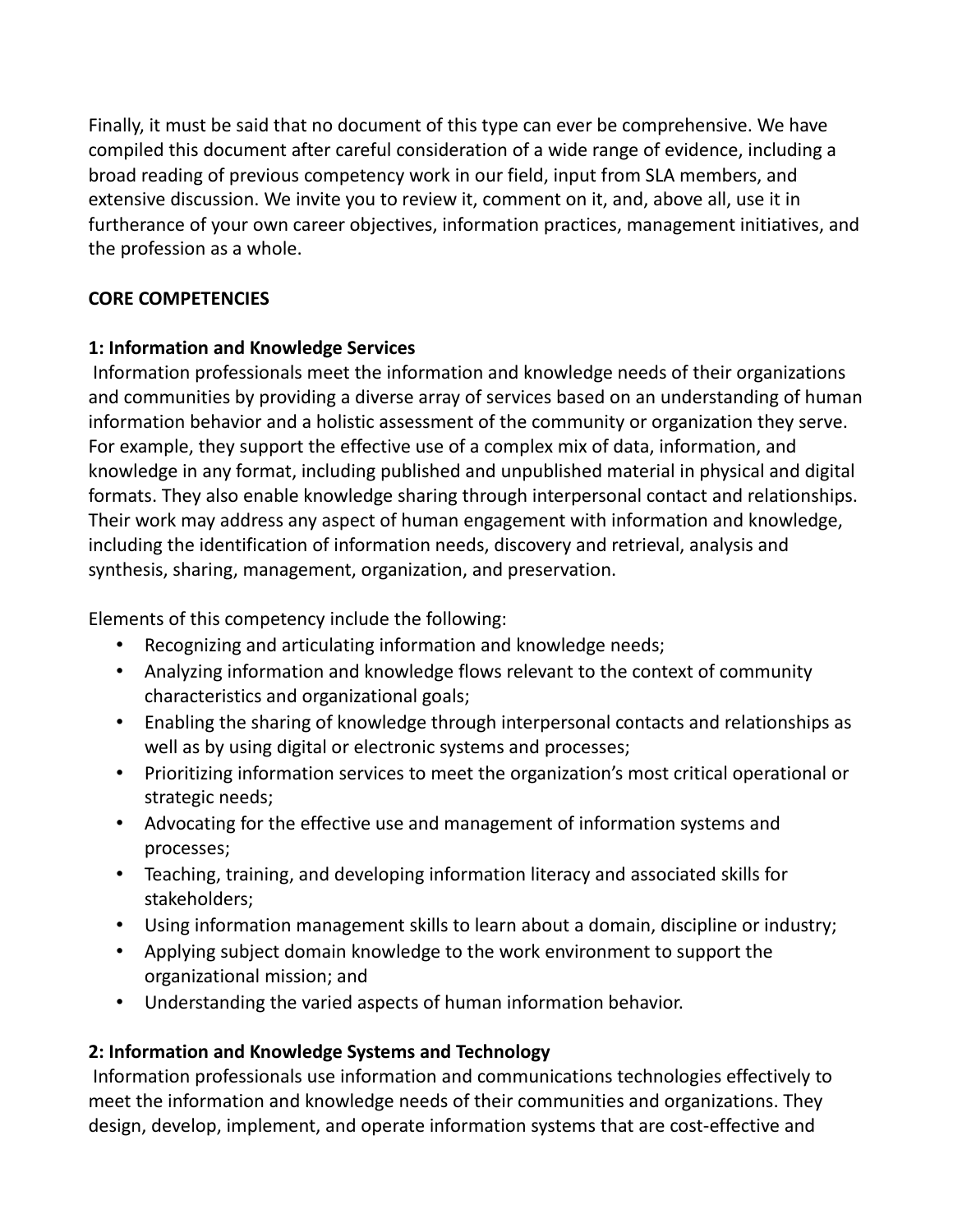Finally, it must be said that no document of this type can ever be comprehensive. We have compiled this document after careful consideration of a wide range of evidence, including a broad reading of previous competency work in our field, input from SLA members, and extensive discussion. We invite you to review it, comment on it, and, above all, use it in furtherance of your own career objectives, information practices, management initiatives, and the profession as a whole.

## CORE COMPETENCIES

### 1: Information and Knowledge Services

Information professionals meet the information and knowledge needs of their organizations and communities by providing a diverse array of services based on an understanding of human information behavior and a holistic assessment of the community or organization they serve. For example, they support the effective use of a complex mix of data, information, and knowledge in any format, including published and unpublished material in physical and digital formats. They also enable knowledge sharing through interpersonal contact and relationships. Their work may address any aspect of human engagement with information and knowledge, including the identification of information needs, discovery and retrieval, analysis and synthesis, sharing, management, organization, and preservation.

Elements of this competency include the following:

- Recognizing and articulating information and knowledge needs;
- Analyzing information and knowledge flows relevant to the context of community characteristics and organizational goals;
- Enabling the sharing of knowledge through interpersonal contacts and relationships as well as by using digital or electronic systems and processes;
- Prioritizing information services to meet the organization's most critical operational or strategic needs;
- Advocating for the effective use and management of information systems and processes;
- Teaching, training, and developing information literacy and associated skills for stakeholders;
- Using information management skills to learn about a domain, discipline or industry;
- Applying subject domain knowledge to the work environment to support the organizational mission; and
- Understanding the varied aspects of human information behavior.

### 2: Information and Knowledge Systems and Technology

Information professionals use information and communications technologies effectively to meet the information and knowledge needs of their communities and organizations. They design, develop, implement, and operate information systems that are cost-effective and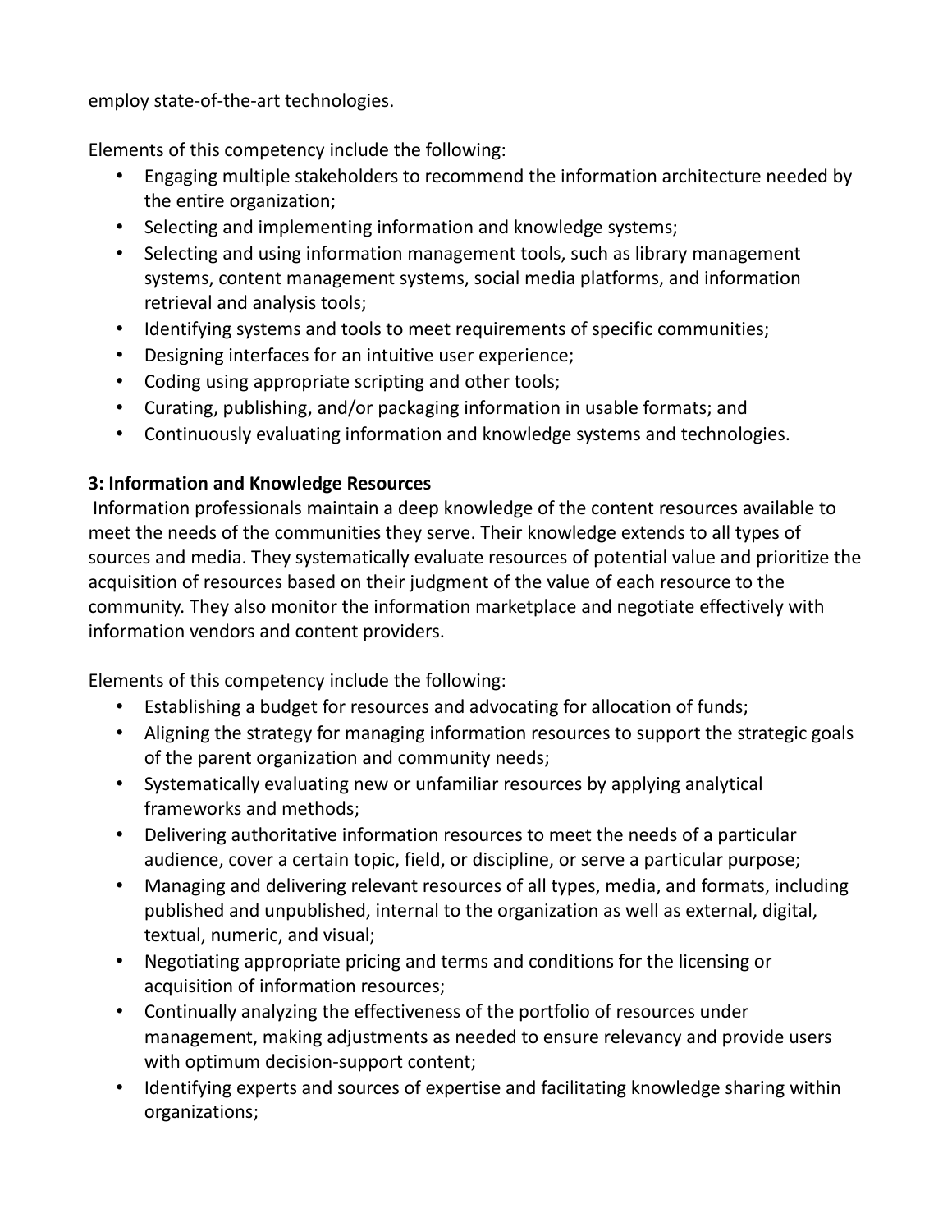employ state-of-the-art technologies.

Elements of this competency include the following:

- Engaging multiple stakeholders to recommend the information architecture needed by the entire organization;
- Selecting and implementing information and knowledge systems;
- Selecting and using information management tools, such as library management systems, content management systems, social media platforms, and information retrieval and analysis tools;
- Identifying systems and tools to meet requirements of specific communities;
- Designing interfaces for an intuitive user experience;
- Coding using appropriate scripting and other tools;
- Curating, publishing, and/or packaging information in usable formats; and
- Continuously evaluating information and knowledge systems and technologies.

**3: Information and Knowledge Resources**

Information professionals maintain a deep knowledge of the content resources available to meet the needs of the communities they serve. Their knowledge extends to all types of sources and media. They systematically evaluate resources of potential value and prioritize the acquisition of resources based on their judgment of the value of each resource to the community. They also monitor the information marketplace and negotiate effectively with information vendors and content providers.

Elements of this competency include the following:

- Establishing a budget for resources and advocating for allocation of funds;
- Aligning the strategy for managing information resources to support the strategic goals of the parent organization and community needs;
- Systematically evaluating new or unfamiliar resources by applying analytical frameworks and methods;
- Delivering authoritative information resources to meet the needs of a particular audience, cover a certain topic, field, or discipline, or serve a particular purpose;
- Managing and delivering relevant resources of all types, media, and formats, including published and unpublished, internal to the organization as well as external, digital, textual, numeric, and visual;
- Negotiating appropriate pricing and terms and conditions for the licensing or acquisition of information resources;
- Continually analyzing the effectiveness of the portfolio of resources under management, making adjustments as needed to ensure relevancy and provide users with optimum decision-support content;
- Identifying experts and sources of expertise and facilitating knowledge sharing within organizations;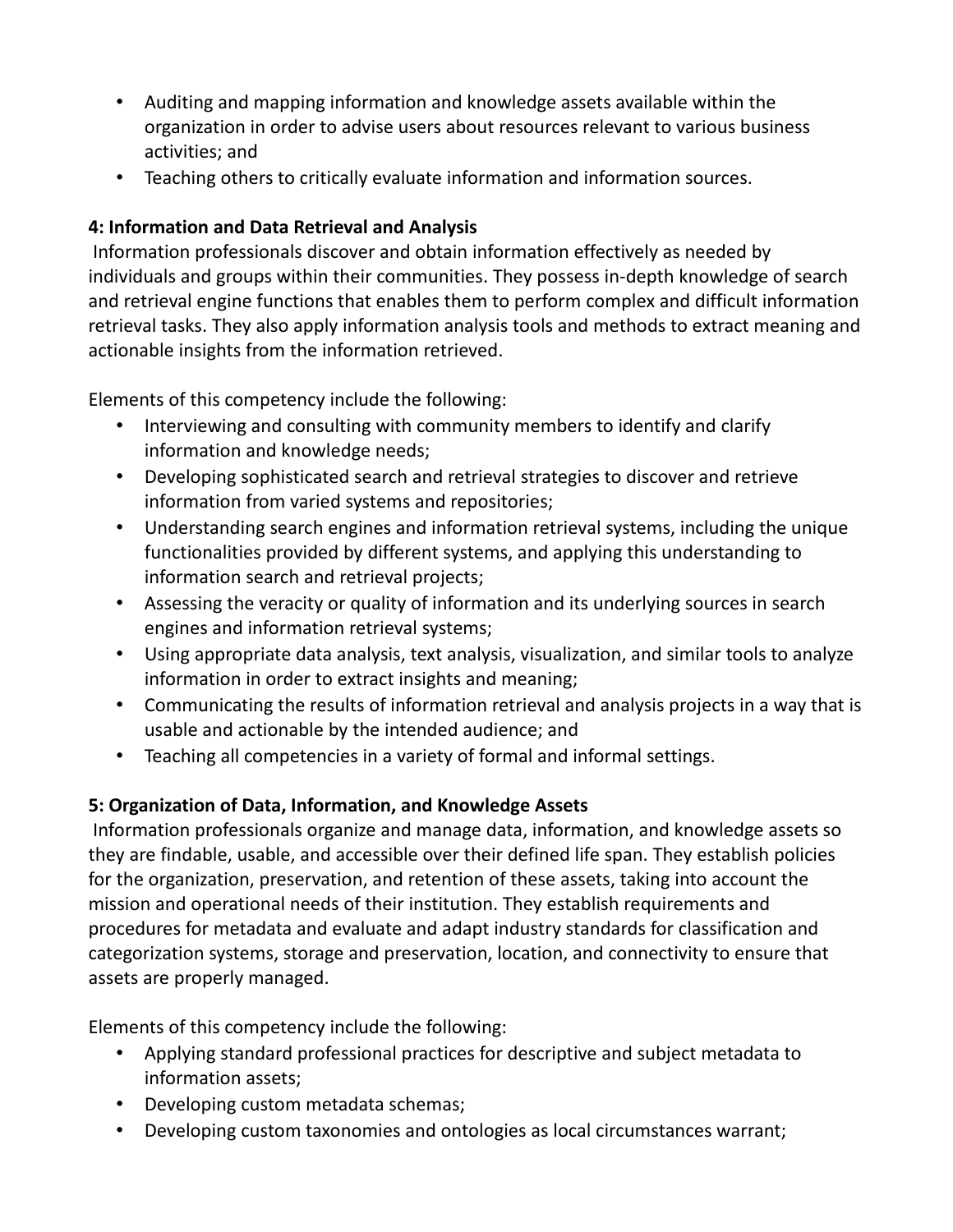- Auditing and mapping information and knowledge assets available within the organization in order to advise users about resources relevant to various business activities; and
- Teaching others to critically evaluate information and information sources.

**4: Information and Data Retrieval and Analysis**

Information professionals discover and obtain information effectively as needed by individuals and groups within their communities. They possess in-depth knowledge of search and retrieval engine functions that enables them to perform complex and difficult information retrieval tasks. They also apply information analysis tools and methods to extract meaning and actionable insights from the information retrieved.

Elements of this competency include the following:

- Interviewing and consulting with community members to identify and clarify information and knowledge needs;
- Developing sophisticated search and retrieval strategies to discover and retrieve information from varied systems and repositories;
- Understanding search engines and information retrieval systems, including the unique functionalities provided by different systems, and applying this understanding to information search and retrieval projects;
- Assessing the veracity or quality of information and its underlying sources in search engines and information retrieval systems;
- Using appropriate data analysis, text analysis, visualization, and similar tools to analyze information in order to extract insights and meaning;
- Communicating the results of information retrieval and analysis projects in a way that is usable and actionable by the intended audience; and
- Teaching all competencies in a variety of formal and informal settings.

**5: Organization of Data, Information, and Knowledge Assets**

Information professionals organize and manage data, information, and knowledge assets so they are findable, usable, and accessible over their defined life span. They establish policies for the organization, preservation, and retention of these assets, taking into account the mission and operational needs of their institution. They establish requirements and procedures for metadata and evaluate and adapt industry standards for classification and categorization systems, storage and preservation, location, and connectivity to ensure that assets are properly managed.

Elements of this competency include the following:

- Applying standard professional practices for descriptive and subject metadata to information assets;
- Developing custom metadata schemas;
- Developing custom taxonomies and ontologies as local circumstances warrant;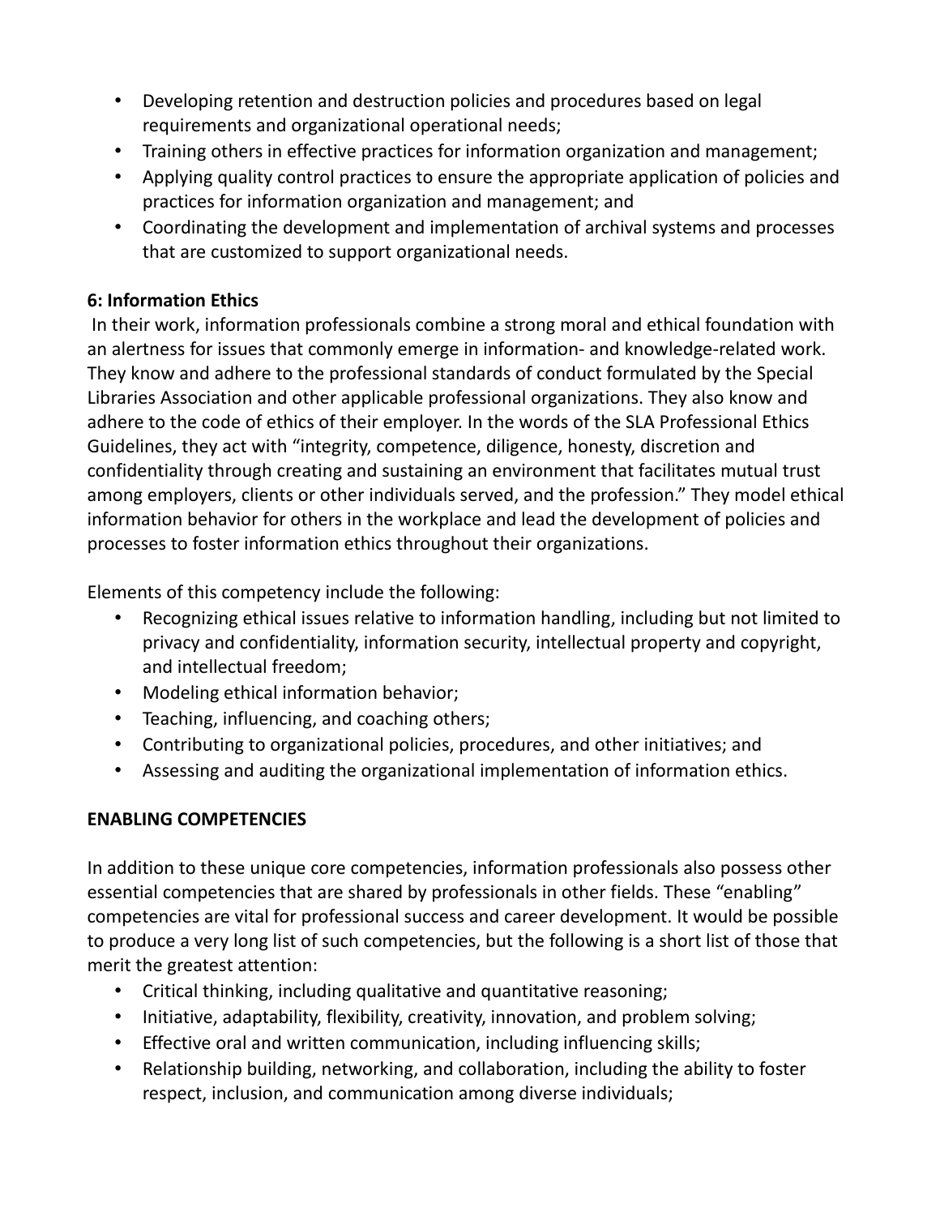- Developing retention and destruction policies and procedures based on legal requirements and organizational operational needs;
- Training others in effective practices for information organization and management;
- Applying quality control practices to ensure the appropriate application of policies and practices for information organization and management; and
- Coordinating the development and implementation of archival systems and processes that are customized to support organizational needs.

**6: Information Ethics**

In their work, information professionals combine a strong moral and ethical foundation with an alertness for issues that commonly emerge in information- and knowledge-related work. They know and adhere to the professional standards of conduct formulated by the Special Libraries Association and other applicable professional organizations. They also know and adhere to the code of ethics of their employer. In the words of the SLA Professional Ethics Guidelines, they act with "integrity, competence, diligence, honesty, discretion and confidentiality through creating and sustaining an environment that facilitates mutual trust among employers, clients or other individuals served, and the profession." They model ethical information behavior for others in the workplace and lead the development of policies and processes to foster information ethics throughout their organizations.

Elements of this competency include the following:

- Recognizing ethical issues relative to information handling, including but not limited to privacy and confidentiality, information security, intellectual property and copyright, and intellectual freedom;
- Modeling ethical information behavior;
- Teaching, influencing, and coaching others;
- Contributing to organizational policies, procedures, and other initiatives; and
- Assessing and auditing the organizational implementation of information ethics.

**ENABLING COMPETENCIES**

In addition to these unique core competencies, information professionals also possess other essential competencies that are shared by professionals in other fields. These "enabling" competencies are vital for professional success and career development. It would be possible to produce a very long list of such competencies, but the following is a short list of those that merit the greatest attention:

- Critical thinking, including qualitative and quantitative reasoning;
- Initiative, adaptability, flexibility, creativity, innovation, and problem solving;
- Effective oral and written communication, including influencing skills;
- Relationship building, networking, and collaboration, including the ability to foster respect, inclusion, and communication among diverse individuals;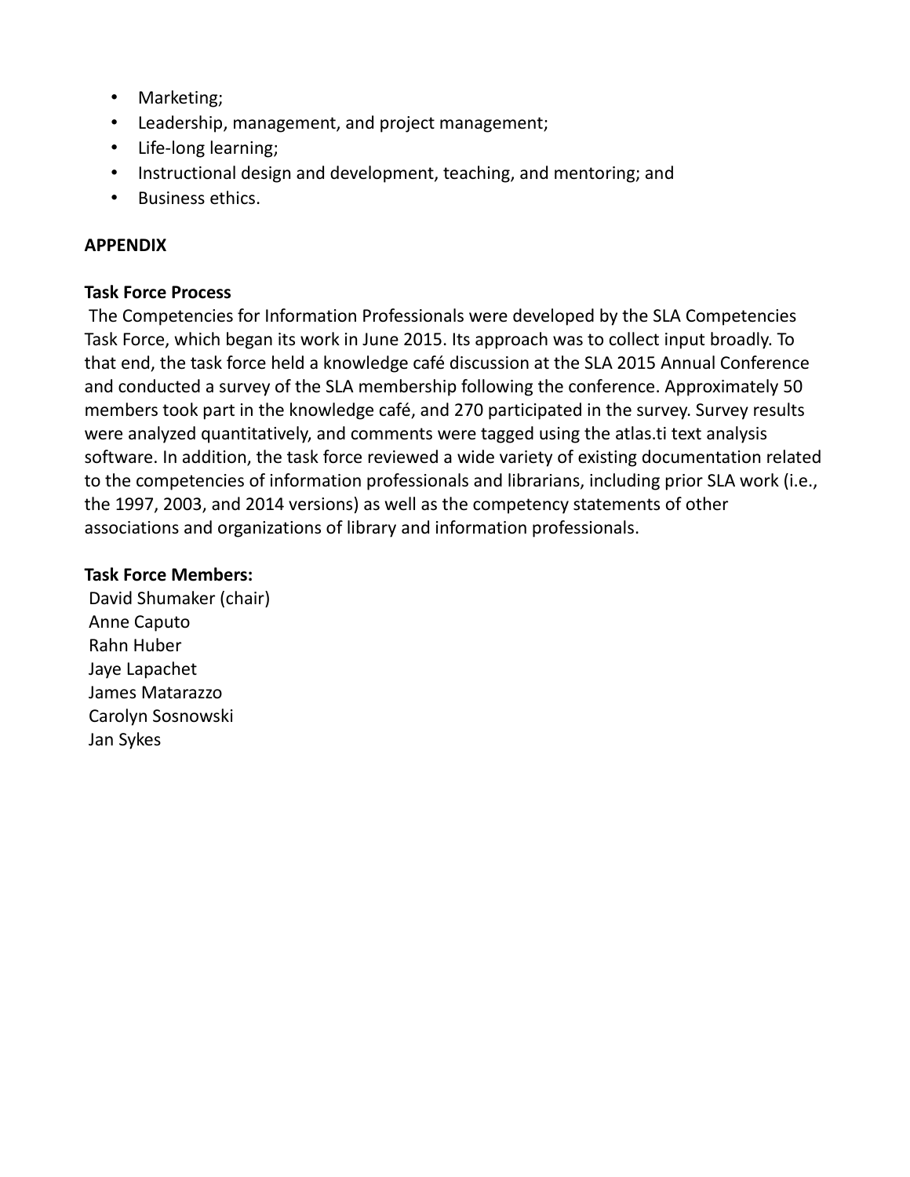- Marketing;
- Leadership, management, and project management;
- Life-long learning;
- Instructional design and development, teaching, and mentoring; and
- Business ethics.

**APPENDIX**

**Task Force Process**

The Competencies for Information Professionals were developed by the SLA Competencies Task Force, which began its work in June 2015. Its approach was to collect input broadly. To that end, the task force held a knowledge café discussion at the SLA 2015 Annual Conference and conducted a survey of the SLA membership following the conference. Approximately 50 members took part in the knowledge café, and 270 participated in the survey. Survey results were analyzed quantitatively, and comments were tagged using the atlas.ti text analysis software. In addition, the task force reviewed a wide variety of existing documentation related to the competencies of information professionals and librarians, including prior SLA work (i.e., the 1997, 2003, and 2014 versions) as well as the competency statements of other associations and organizations of library and information professionals.

**Task Force Members:**

David Shumaker (chair)
Anne Caputo
Rahn Huber
Jaye Lapachet
James Matarazzo
Carolyn Sosnowski
Jan Sykes